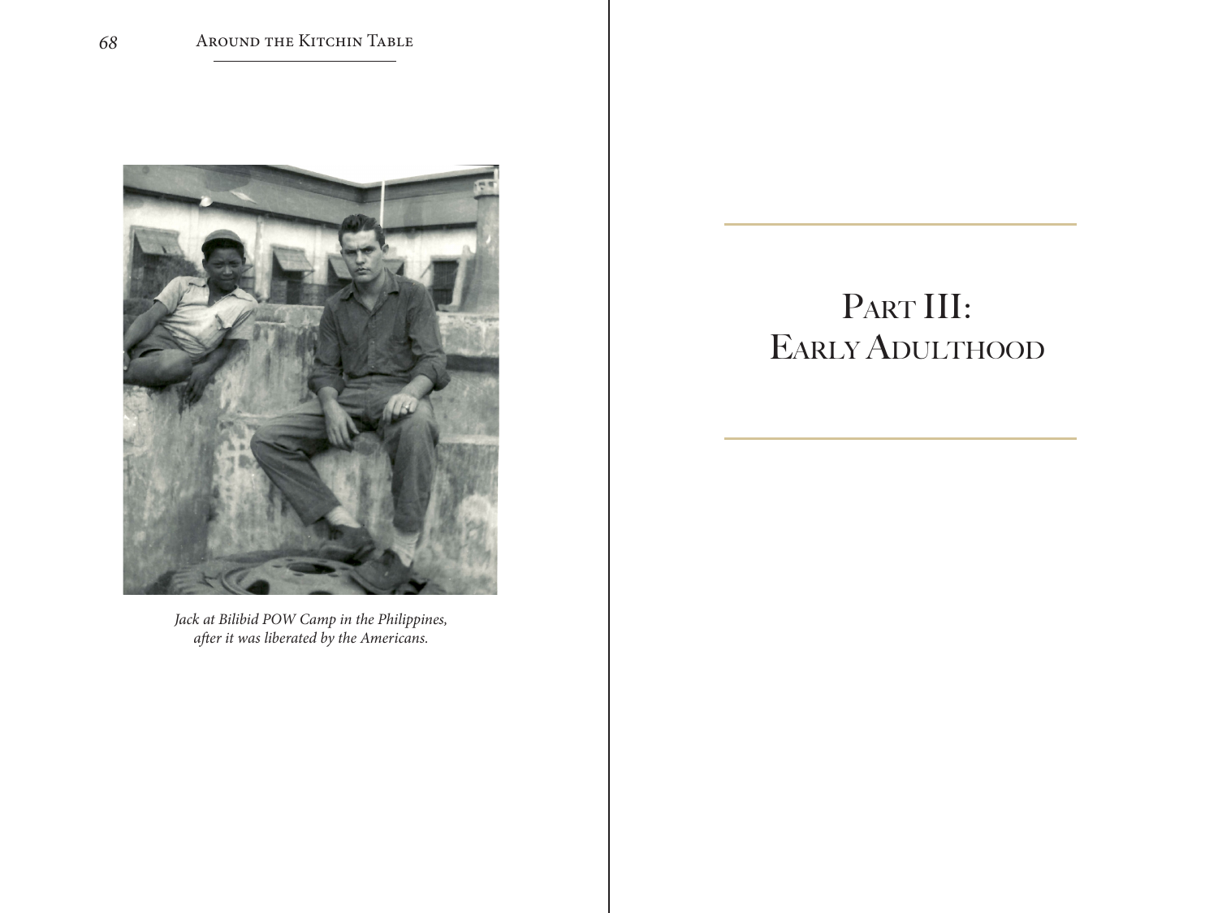*Jack at Bilibid POW Camp in the Philippines, after it was liberated by the Americans.*

# Part III: Early Adulthood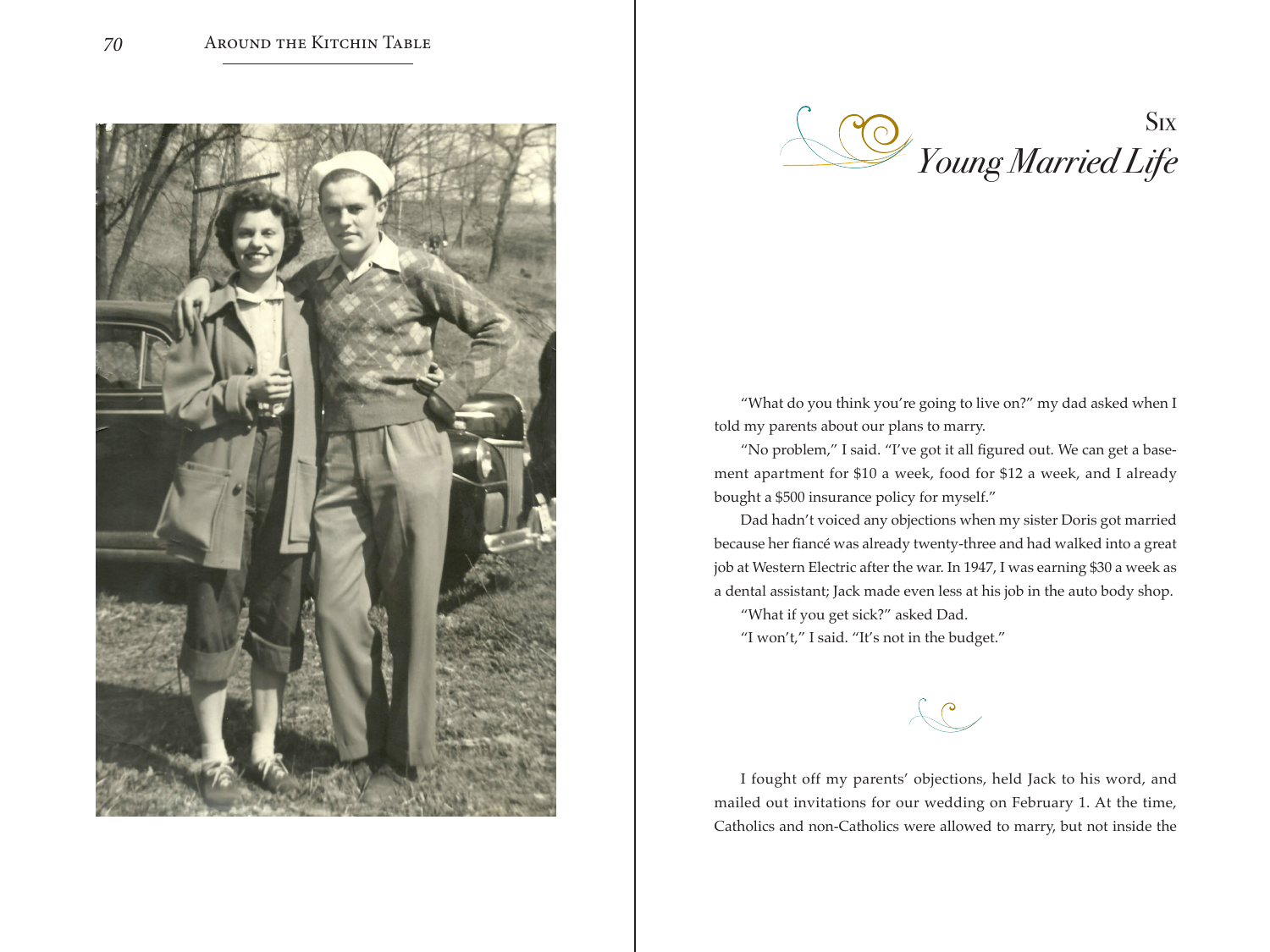# Six
## *Young Married Life*

"What do you think you're going to live on?" my dad asked when I told my parents about our plans to marry.

"No problem," I said. "I've got it all figured out. We can get a basement apartment for $10 a week, food for $12 a week, and I already bought a $500 insurance policy for myself."

Dad hadn't voiced any objections when my sister Doris got married because her fiancé was already twenty-three and had walked into a great job at Western Electric after the war. In 1947, I was earning $30 a week as a dental assistant; Jack made even less at his job in the auto body shop.

"What if you get sick?" asked Dad.

"I won't," I said. "It's not in the budget."

I fought off my parents' objections, held Jack to his word, and mailed out invitations for our wedding on February 1. At the time, Catholics and non-Catholics were allowed to marry, but not inside the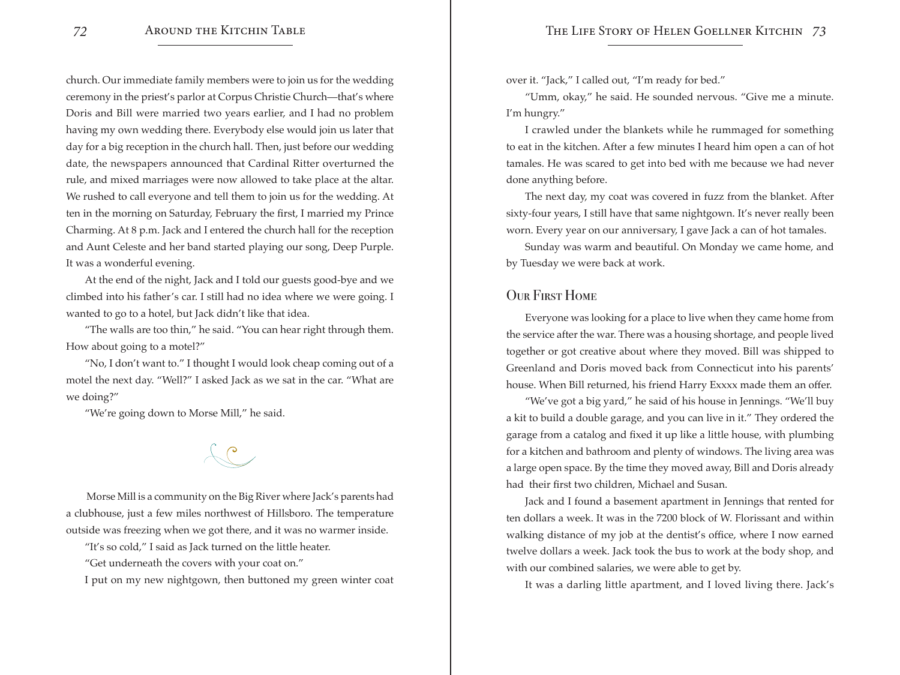church. Our immediate family members were to join us for the wedding ceremony in the priest's parlor at Corpus Christie Church—that's where Doris and Bill were married two years earlier, and I had no problem having my own wedding there. Everybody else would join us later that day for a big reception in the church hall. Then, just before our wedding date, the newspapers announced that Cardinal Ritter overturned the rule, and mixed marriages were now allowed to take place at the altar. We rushed to call everyone and tell them to join us for the wedding. At ten in the morning on Saturday, February the first, I married my Prince Charming. At 8 p.m. Jack and I entered the church hall for the reception and Aunt Celeste and her band started playing our song, Deep Purple. It was a wonderful evening.

At the end of the night, Jack and I told our guests good-bye and we climbed into his father's car. I still had no idea where we were going. I wanted to go to a hotel, but Jack didn't like that idea.

"The walls are too thin," he said. "You can hear right through them. How about going to a motel?"

"No, I don't want to." I thought I would look cheap coming out of a motel the next day. "Well?" I asked Jack as we sat in the car. "What are we doing?"

"We're going down to Morse Mill," he said.

Morse Mill is a community on the Big River where Jack's parents had a clubhouse, just a few miles northwest of Hillsboro. The temperature outside was freezing when we got there, and it was no warmer inside.

"It's so cold," I said as Jack turned on the little heater.

"Get underneath the covers with your coat on."

I put on my new nightgown, then buttoned my green winter coat over it. "Jack," I called out, "I'm ready for bed."

"Umm, okay," he said. He sounded nervous. "Give me a minute. I'm hungry."

I crawled under the blankets while he rummaged for something to eat in the kitchen. After a few minutes I heard him open a can of hot tamales. He was scared to get into bed with me because we had never done anything before.

The next day, my coat was covered in fuzz from the blanket. After sixty-four years, I still have that same nightgown. It's never really been worn. Every year on our anniversary, I gave Jack a can of hot tamales.

Sunday was warm and beautiful. On Monday we came home, and by Tuesday we were back at work.

## Our First Home

Everyone was looking for a place to live when they came home from the service after the war. There was a housing shortage, and people lived together or got creative about where they moved. Bill was shipped to Greenland and Doris moved back from Connecticut into his parents' house. When Bill returned, his friend Harry Exxxx made them an offer.

"We've got a big yard," he said of his house in Jennings. "We'll buy a kit to build a double garage, and you can live in it." They ordered the garage from a catalog and fixed it up like a little house, with plumbing for a kitchen and bathroom and plenty of windows. The living area was a large open space. By the time they moved away, Bill and Doris already had their first two children, Michael and Susan.

Jack and I found a basement apartment in Jennings that rented for ten dollars a week. It was in the 7200 block of W. Florissant and within walking distance of my job at the dentist's office, where I now earned twelve dollars a week. Jack took the bus to work at the body shop, and with our combined salaries, we were able to get by.

It was a darling little apartment, and I loved living there. Jack's